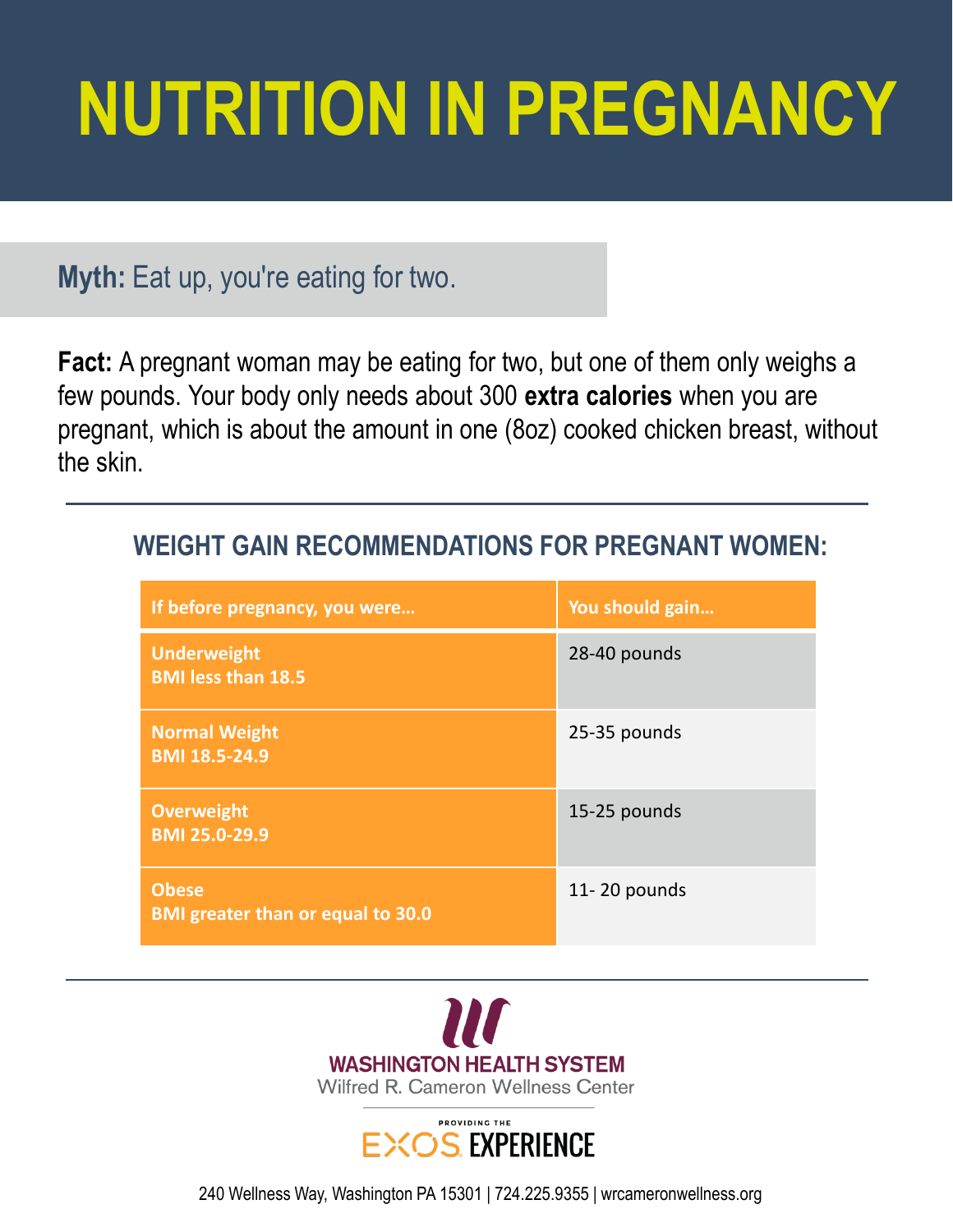# NUTRITION IN PREGNANCY

**Myth:** Eat up, you're eating for two.

**Fact:** A pregnant woman may be eating for two, but one of them only weighs a few pounds. Your body only needs about 300 **extra calories** when you are pregnant, which is about the amount in one (8oz) cooked chicken breast, without the skin.

---

## WEIGHT GAIN RECOMMENDATIONS FOR PREGNANT WOMEN:

| If before pregnancy, you were… | You should gain… |
|---|---|
| **Underweight**<br>**BMI less than 18.5** | 28-40 pounds |
| **Normal Weight**<br>**BMI 18.5-24.9** | 25-35 pounds |
| **Overweight**<br>**BMI 25.0-29.9** | 15-25 pounds |
| **Obese**<br>**BMI greater than or equal to 30.0** | 11- 20 pounds |

---

WASHINGTON HEALTH SYSTEM
Wilfred R. Cameron Wellness Center

PROVIDING THE
EXOS EXPERIENCE

240 Wellness Way, Washington PA 15301 | 724.225.9355 | wrcameronwellness.org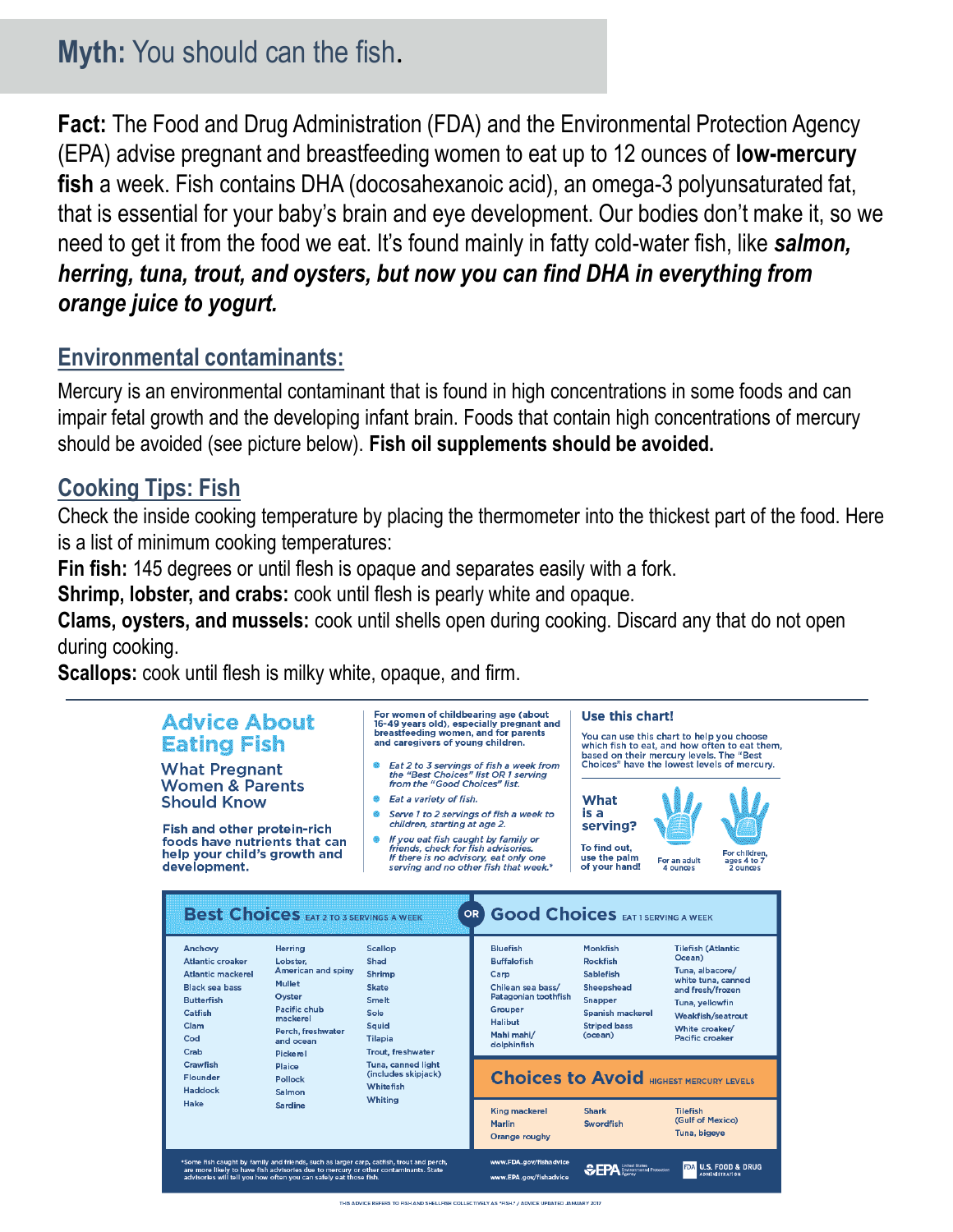## **Myth:** You should can the fish.

**Fact:** The Food and Drug Administration (FDA) and the Environmental Protection Agency (EPA) advise pregnant and breastfeeding women to eat up to 12 ounces of **low-mercury fish** a week. Fish contains DHA (docosahexanoic acid), an omega-3 polyunsaturated fat, that is essential for your baby's brain and eye development. Our bodies don't make it, so we need to get it from the food we eat. It's found mainly in fatty cold-water fish, like ***salmon, herring, tuna, trout, and oysters, but now you can find DHA in everything from orange juice to yogurt.***

### Environmental contaminants:

Mercury is an environmental contaminant that is found in high concentrations in some foods and can impair fetal growth and the developing infant brain. Foods that contain high concentrations of mercury should be avoided (see picture below). **Fish oil supplements should be avoided.**

### Cooking Tips: Fish

Check the inside cooking temperature by placing the thermometer into the thickest part of the food. Here is a list of minimum cooking temperatures:

**Fin fish:** 145 degrees or until flesh is opaque and separates easily with a fork.
**Shrimp, lobster, and crabs:** cook until flesh is pearly white and opaque.
**Clams, oysters, and mussels:** cook until shells open during cooking. Discard any that do not open during cooking.
**Scallops:** cook until flesh is milky white, opaque, and firm.

---

## Advice About Eating Fish

### What Pregnant Women & Parents Should Know

**Fish and other protein-rich foods have nutrients that can help your child's growth and development.**

For women of childbearing age (about 16-49 years old), especially pregnant and breastfeeding women, and for parents and caregivers of young children.

- *Eat 2 to 3 servings of fish a week from the "Best Choices" list OR 1 serving from the "Good Choices" list.*
- *Eat a variety of fish.*
- *Serve 1 to 2 servings of fish a week to children, starting at age 2.*
- *If you eat fish caught by family or friends, check for fish advisories. If there is no advisory, eat only one serving and no other fish that week.\**

**Use this chart!**

You can use this chart to help you choose which fish to eat, and how often to eat them, based on their mercury levels. The "Best Choices" have the lowest levels of mercury.

**What is a serving?**

To find out, use the palm of your hand!

For an adult 4 ounces

For children, ages 4 to 7 2 ounces

**Best Choices** EAT 2 TO 3 SERVINGS A WEEK

Anchovy, Atlantic croaker, Atlantic mackerel, Black sea bass, Butterfish, Catfish, Clam, Cod, Crab, Crawfish, Flounder, Haddock, Hake, Herring, Lobster, American and spiny, Mullet, Oyster, Pacific chub mackerel, Perch, freshwater and ocean, Pickerel, Plaice, Pollock, Salmon, Sardine, Scallop, Shad, Shrimp, Skate, Smelt, Sole, Squid, Tilapia, Trout, freshwater, Tuna, canned light (includes skipjack), Whitefish, Whiting

**OR**

**Good Choices** EAT 1 SERVING A WEEK

Bluefish, Buffalofish, Carp, Chilean sea bass/ Patagonian toothfish, Grouper, Halibut, Mahi mahi/ dolphinfish, Monkfish, Rockfish, Sablefish, Sheepshead, Snapper, Spanish mackerel, Striped bass (ocean), Tilefish (Atlantic Ocean), Tuna, albacore/ white tuna, canned and fresh/frozen, Tuna, yellowfin, Weakfish/seatrout, White croaker/ Pacific croaker

**Choices to Avoid** HIGHEST MERCURY LEVELS

King mackerel, Marlin, Orange roughy, Shark, Swordfish, Tilefish (Gulf of Mexico), Tuna, bigeye

\*Some fish caught by family and friends, such as larger carp, catfish, trout and perch, are more likely to have fish advisories due to mercury or other contaminants. State advisories will tell you how often you can safely eat those fish.

www.FDA.gov/fishadvice
www.EPA.gov/fishadvice

EPA United States Environmental Protection Agency | FDA U.S. FOOD & DRUG ADMINISTRATION

THIS ADVICE REFERS TO FISH AND SHELLFISH COLLECTIVELY AS "FISH" / ADVICE UPDATED JANUARY 2017